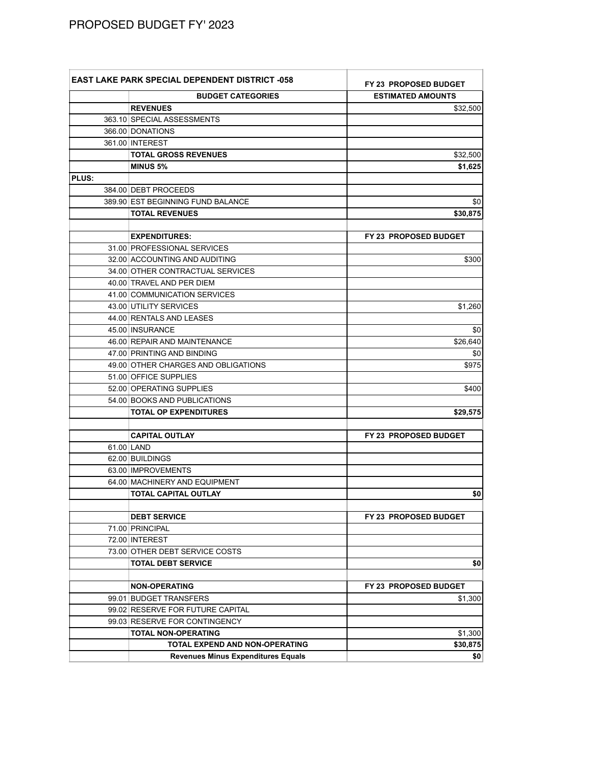# PROPOSED BUDGET FY' 2023

| EAST LAKE PARK SPECIAL DEPENDENT DISTRICT -058 | | FY 23 PROPOSED BUDGET |
|---|---|---|
| | **BUDGET CATEGORIES** | **ESTIMATED AMOUNTS** |
| | **REVENUES** | $32,500 |
| 363.10 | SPECIAL ASSESSMENTS | |
| 366.00 | DONATIONS | |
| 361.00 | INTEREST | |
| | **TOTAL GROSS REVENUES** | $32,500 |
| | **MINUS 5%** | **$1,625** |
| **PLUS:** | | |
| 384.00 | DEBT PROCEEDS | |
| 389.90 | EST BEGINNING FUND BALANCE | $0 |
| | **TOTAL REVENUES** | **$30,875** |
| | | |
| | **EXPENDITURES:** | **FY 23 PROPOSED BUDGET** |
| 31.00 | PROFESSIONAL SERVICES | |
| 32.00 | ACCOUNTING AND AUDITING | $300 |
| 34.00 | OTHER CONTRACTUAL SERVICES | |
| 40.00 | TRAVEL AND PER DIEM | |
| 41.00 | COMMUNICATION SERVICES | |
| 43.00 | UTILITY SERVICES | $1,260 |
| 44.00 | RENTALS AND LEASES | |
| 45.00 | INSURANCE | $0 |
| 46.00 | REPAIR AND MAINTENANCE | $26,640 |
| 47.00 | PRINTING AND BINDING | $0 |
| 49.00 | OTHER CHARGES AND OBLIGATIONS | $975 |
| 51.00 | OFFICE SUPPLIES | |
| 52.00 | OPERATING SUPPLIES | $400 |
| 54.00 | BOOKS AND PUBLICATIONS | |
| | **TOTAL OP EXPENDITURES** | **$29,575** |
| | | |
| | **CAPITAL OUTLAY** | **FY 23 PROPOSED BUDGET** |
| 61.00 | LAND | |
| 62.00 | BUILDINGS | |
| 63.00 | IMPROVEMENTS | |
| 64.00 | MACHINERY AND EQUIPMENT | |
| | **TOTAL CAPITAL OUTLAY** | **$0** |
| | | |
| | **DEBT SERVICE** | **FY 23 PROPOSED BUDGET** |
| 71.00 | PRINCIPAL | |
| 72.00 | INTEREST | |
| 73.00 | OTHER DEBT SERVICE COSTS | |
| | **TOTAL DEBT SERVICE** | **$0** |
| | | |
| | **NON-OPERATING** | **FY 23 PROPOSED BUDGET** |
| 99.01 | BUDGET TRANSFERS | $1,300 |
| 99.02 | RESERVE FOR FUTURE CAPITAL | |
| 99.03 | RESERVE FOR CONTINGENCY | |
| | **TOTAL NON-OPERATING** | $1,300 |
| | **TOTAL EXPEND AND NON-OPERATING** | **$30,875** |
| | **Revenues Minus Expenditures Equals** | **$0** |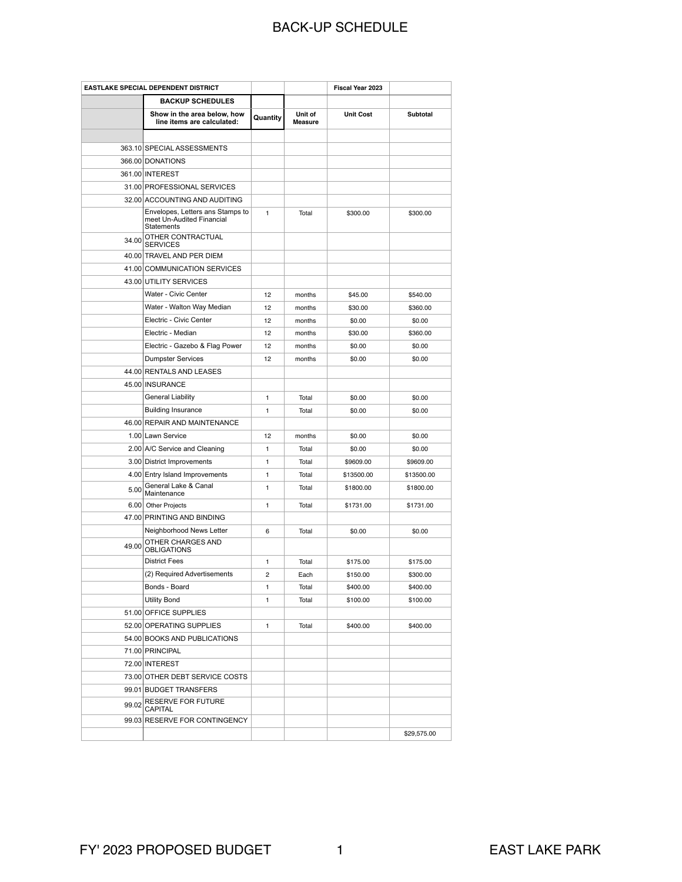# BACK-UP SCHEDULE

| EASTLAKE SPECIAL DEPENDENT DISTRICT | | | | Fiscal Year 2023 | |
|---|---|---|---|---|---|
| | **BACKUP SCHEDULES** | | | | |
| | **Show in the area below, how line items are calculated:** | **Quantity** | **Unit of Measure** | **Unit Cost** | **Subtotal** |
| | | | | | |
| 363.10 | SPECIAL ASSESSMENTS | | | | |
| 366.00 | DONATIONS | | | | |
| 361.00 | INTEREST | | | | |
| 31.00 | PROFESSIONAL SERVICES | | | | |
| 32.00 | ACCOUNTING AND AUDITING | | | | |
| | Envelopes, Letters ans Stamps to meet Un-Audited Financial Statements | 1 | Total | $300.00 | $300.00 |
| 34.00 | OTHER CONTRACTUAL SERVICES | | | | |
| 40.00 | TRAVEL AND PER DIEM | | | | |
| 41.00 | COMMUNICATION SERVICES | | | | |
| 43.00 | UTILITY SERVICES | | | | |
| | Water - Civic Center | 12 | months | $45.00 | $540.00 |
| | Water - Walton Way Median | 12 | months | $30.00 | $360.00 |
| | Electric - Civic Center | 12 | months | $0.00 | $0.00 |
| | Electric - Median | 12 | months | $30.00 | $360.00 |
| | Electric - Gazebo & Flag Power | 12 | months | $0.00 | $0.00 |
| | Dumpster Services | 12 | months | $0.00 | $0.00 |
| 44.00 | RENTALS AND LEASES | | | | |
| 45.00 | INSURANCE | | | | |
| | General Liability | 1 | Total | $0.00 | $0.00 |
| | Building Insurance | 1 | Total | $0.00 | $0.00 |
| 46.00 | REPAIR AND MAINTENANCE | | | | |
| 1.00 | Lawn Service | 12 | months | $0.00 | $0.00 |
| 2.00 | A/C Service and Cleaning | 1 | Total | $0.00 | $0.00 |
| 3.00 | District Improvements | 1 | Total | $9609.00 | $9609.00 |
| 4.00 | Entry Island Improvements | 1 | Total | $13500.00 | $13500.00 |
| 5.00 | General Lake & Canal Maintenance | 1 | Total | $1800.00 | $1800.00 |
| 6.00 | Other Projects | 1 | Total | $1731.00 | $1731.00 |
| 47.00 | PRINTING AND BINDING | | | | |
| | Neighborhood News Letter | 6 | Total | $0.00 | $0.00 |
| 49.00 | OTHER CHARGES AND OBLIGATIONS | | | | |
| | District Fees | 1 | Total | $175.00 | $175.00 |
| | (2) Required Advertisements | 2 | Each | $150.00 | $300.00 |
| | Bonds - Board | 1 | Total | $400.00 | $400.00 |
| | Utility Bond | 1 | Total | $100.00 | $100.00 |
| 51.00 | OFFICE SUPPLIES | | | | |
| 52.00 | OPERATING SUPPLIES | 1 | Total | $400.00 | $400.00 |
| 54.00 | BOOKS AND PUBLICATIONS | | | | |
| 71.00 | PRINCIPAL | | | | |
| 72.00 | INTEREST | | | | |
| 73.00 | OTHER DEBT SERVICE COSTS | | | | |
| 99.01 | BUDGET TRANSFERS | | | | |
| 99.02 | RESERVE FOR FUTURE CAPITAL | | | | |
| 99.03 | RESERVE FOR CONTINGENCY | | | | |
| | | | | | $29,575.00 |